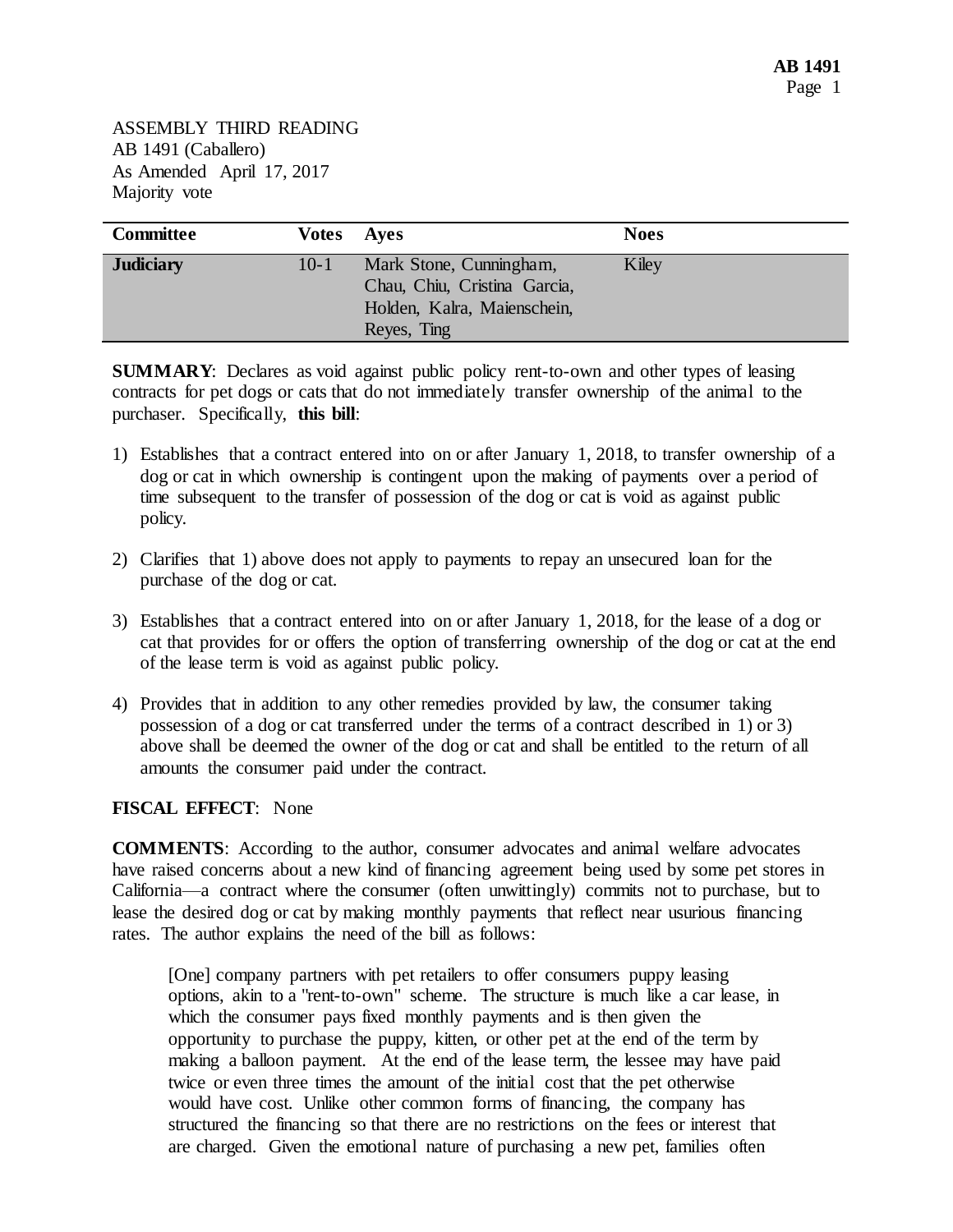ASSEMBLY THIRD READING
AB 1491 (Caballero)
As Amended April 17, 2017
Majority vote

| Committee | Votes | Ayes | Noes |
| --- | --- | --- | --- |
| **Judiciary** | 10-1 | Mark Stone, Cunningham, Chau, Chiu, Cristina Garcia, Holden, Kalra, Maienschein, Reyes, Ting | Kiley |

**SUMMARY**: Declares as void against public policy rent-to-own and other types of leasing contracts for pet dogs or cats that do not immediately transfer ownership of the animal to the purchaser. Specifically, **this bill**:

1) Establishes that a contract entered into on or after January 1, 2018, to transfer ownership of a dog or cat in which ownership is contingent upon the making of payments over a period of time subsequent to the transfer of possession of the dog or cat is void as against public policy.

2) Clarifies that 1) above does not apply to payments to repay an unsecured loan for the purchase of the dog or cat.

3) Establishes that a contract entered into on or after January 1, 2018, for the lease of a dog or cat that provides for or offers the option of transferring ownership of the dog or cat at the end of the lease term is void as against public policy.

4) Provides that in addition to any other remedies provided by law, the consumer taking possession of a dog or cat transferred under the terms of a contract described in 1) or 3) above shall be deemed the owner of the dog or cat and shall be entitled to the return of all amounts the consumer paid under the contract.

**FISCAL EFFECT**: None

**COMMENTS**: According to the author, consumer advocates and animal welfare advocates have raised concerns about a new kind of financing agreement being used by some pet stores in California—a contract where the consumer (often unwittingly) commits not to purchase, but to lease the desired dog or cat by making monthly payments that reflect near usurious financing rates. The author explains the need of the bill as follows:

> [One] company partners with pet retailers to offer consumers puppy leasing options, akin to a "rent-to-own" scheme. The structure is much like a car lease, in which the consumer pays fixed monthly payments and is then given the opportunity to purchase the puppy, kitten, or other pet at the end of the term by making a balloon payment. At the end of the lease term, the lessee may have paid twice or even three times the amount of the initial cost that the pet otherwise would have cost. Unlike other common forms of financing, the company has structured the financing so that there are no restrictions on the fees or interest that are charged. Given the emotional nature of purchasing a new pet, families often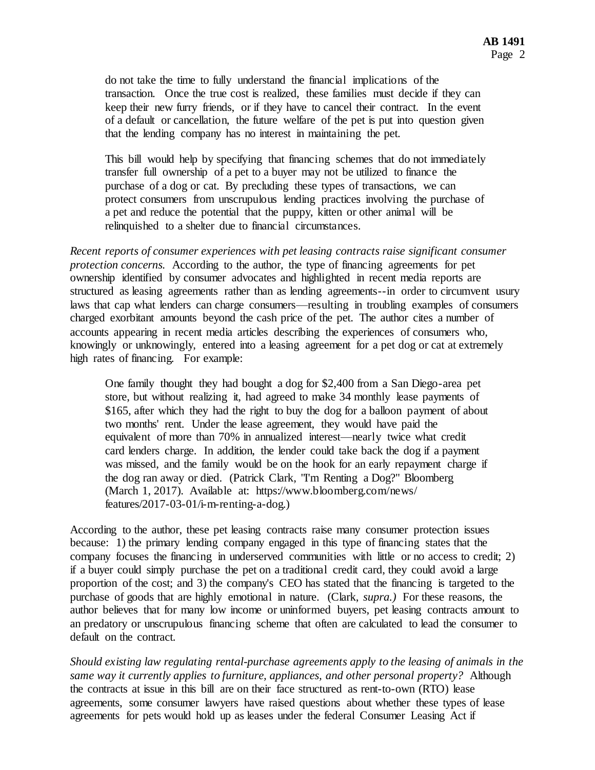do not take the time to fully understand the financial implications of the transaction. Once the true cost is realized, these families must decide if they can keep their new furry friends, or if they have to cancel their contract. In the event of a default or cancellation, the future welfare of the pet is put into question given that the lending company has no interest in maintaining the pet.

> This bill would help by specifying that financing schemes that do not immediately transfer full ownership of a pet to a buyer may not be utilized to finance the purchase of a dog or cat. By precluding these types of transactions, we can protect consumers from unscrupulous lending practices involving the purchase of a pet and reduce the potential that the puppy, kitten or other animal will be relinquished to a shelter due to financial circumstances.

*Recent reports of consumer experiences with pet leasing contracts raise significant consumer protection concerns.* According to the author, the type of financing agreements for pet ownership identified by consumer advocates and highlighted in recent media reports are structured as leasing agreements rather than as lending agreements--in order to circumvent usury laws that cap what lenders can charge consumers—resulting in troubling examples of consumers charged exorbitant amounts beyond the cash price of the pet. The author cites a number of accounts appearing in recent media articles describing the experiences of consumers who, knowingly or unknowingly, entered into a leasing agreement for a pet dog or cat at extremely high rates of financing. For example:

> One family thought they had bought a dog for $2,400 from a San Diego-area pet store, but without realizing it, had agreed to make 34 monthly lease payments of $165, after which they had the right to buy the dog for a balloon payment of about two months' rent. Under the lease agreement, they would have paid the equivalent of more than 70% in annualized interest—nearly twice what credit card lenders charge. In addition, the lender could take back the dog if a payment was missed, and the family would be on the hook for an early repayment charge if the dog ran away or died. (Patrick Clark, "I'm Renting a Dog?" Bloomberg (March 1, 2017). Available at: https://www.bloomberg.com/news/features/2017-03-01/i-m-renting-a-dog.)

According to the author, these pet leasing contracts raise many consumer protection issues because: 1) the primary lending company engaged in this type of financing states that the company focuses the financing in underserved communities with little or no access to credit; 2) if a buyer could simply purchase the pet on a traditional credit card, they could avoid a large proportion of the cost; and 3) the company's CEO has stated that the financing is targeted to the purchase of goods that are highly emotional in nature. (Clark, *supra.)* For these reasons, the author believes that for many low income or uninformed buyers, pet leasing contracts amount to an predatory or unscrupulous financing scheme that often are calculated to lead the consumer to default on the contract.

*Should existing law regulating rental-purchase agreements apply to the leasing of animals in the same way it currently applies to furniture, appliances, and other personal property?* Although the contracts at issue in this bill are on their face structured as rent-to-own (RTO) lease agreements, some consumer lawyers have raised questions about whether these types of lease agreements for pets would hold up as leases under the federal Consumer Leasing Act if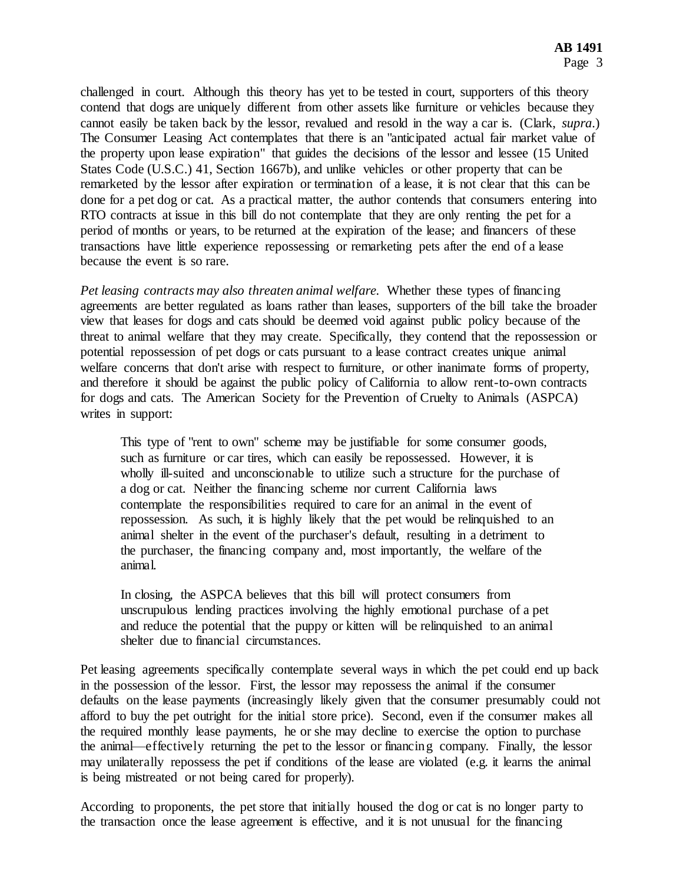challenged in court. Although this theory has yet to be tested in court, supporters of this theory contend that dogs are uniquely different from other assets like furniture or vehicles because they cannot easily be taken back by the lessor, revalued and resold in the way a car is. (Clark, *supra*.) The Consumer Leasing Act contemplates that there is an "anticipated actual fair market value of the property upon lease expiration" that guides the decisions of the lessor and lessee (15 United States Code (U.S.C.) 41, Section 1667b), and unlike vehicles or other property that can be remarketed by the lessor after expiration or termination of a lease, it is not clear that this can be done for a pet dog or cat. As a practical matter, the author contends that consumers entering into RTO contracts at issue in this bill do not contemplate that they are only renting the pet for a period of months or years, to be returned at the expiration of the lease; and financers of these transactions have little experience repossessing or remarketing pets after the end of a lease because the event is so rare.

*Pet leasing contracts may also threaten animal welfare.* Whether these types of financing agreements are better regulated as loans rather than leases, supporters of the bill take the broader view that leases for dogs and cats should be deemed void against public policy because of the threat to animal welfare that they may create. Specifically, they contend that the repossession or potential repossession of pet dogs or cats pursuant to a lease contract creates unique animal welfare concerns that don't arise with respect to furniture, or other inanimate forms of property, and therefore it should be against the public policy of California to allow rent-to-own contracts for dogs and cats. The American Society for the Prevention of Cruelty to Animals (ASPCA) writes in support:

> This type of "rent to own" scheme may be justifiable for some consumer goods, such as furniture or car tires, which can easily be repossessed. However, it is wholly ill-suited and unconscionable to utilize such a structure for the purchase of a dog or cat. Neither the financing scheme nor current California laws contemplate the responsibilities required to care for an animal in the event of repossession. As such, it is highly likely that the pet would be relinquished to an animal shelter in the event of the purchaser's default, resulting in a detriment to the purchaser, the financing company and, most importantly, the welfare of the animal.
>
> In closing, the ASPCA believes that this bill will protect consumers from unscrupulous lending practices involving the highly emotional purchase of a pet and reduce the potential that the puppy or kitten will be relinquished to an animal shelter due to financial circumstances.

Pet leasing agreements specifically contemplate several ways in which the pet could end up back in the possession of the lessor. First, the lessor may repossess the animal if the consumer defaults on the lease payments (increasingly likely given that the consumer presumably could not afford to buy the pet outright for the initial store price). Second, even if the consumer makes all the required monthly lease payments, he or she may decline to exercise the option to purchase the animal—effectively returning the pet to the lessor or financing company. Finally, the lessor may unilaterally repossess the pet if conditions of the lease are violated (e.g. it learns the animal is being mistreated or not being cared for properly).

According to proponents, the pet store that initially housed the dog or cat is no longer party to the transaction once the lease agreement is effective, and it is not unusual for the financing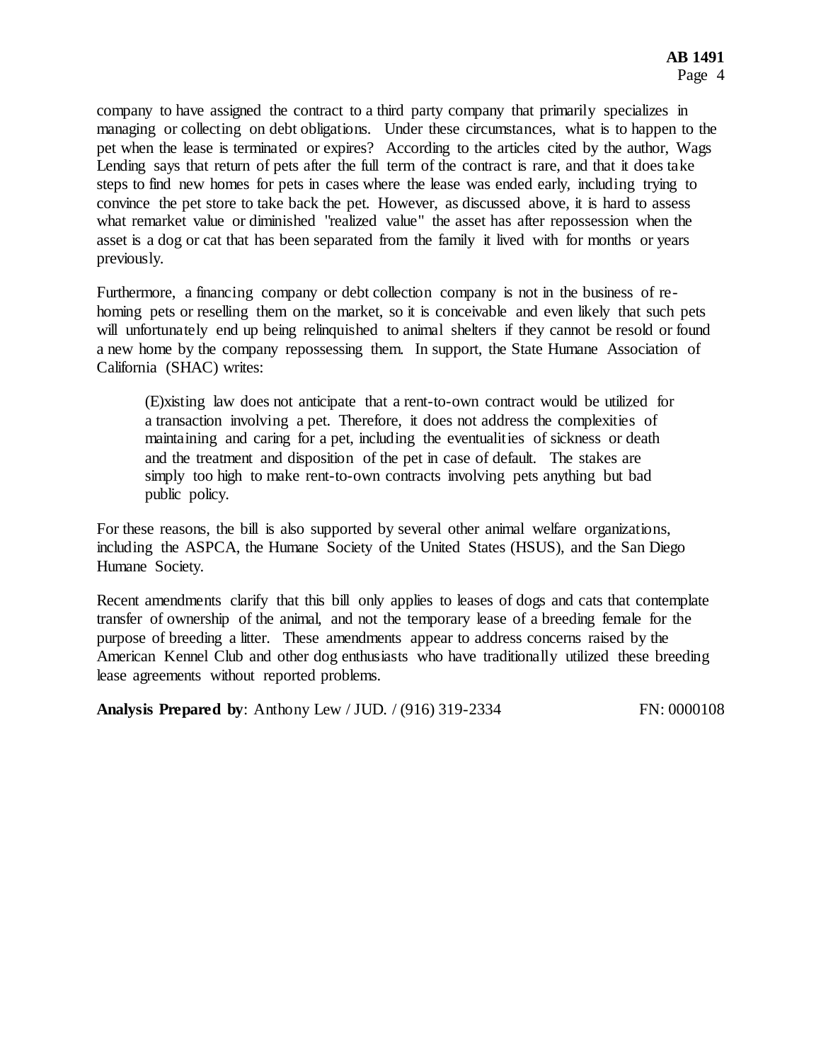company to have assigned the contract to a third party company that primarily specializes in managing or collecting on debt obligations. Under these circumstances, what is to happen to the pet when the lease is terminated or expires? According to the articles cited by the author, Wags Lending says that return of pets after the full term of the contract is rare, and that it does take steps to find new homes for pets in cases where the lease was ended early, including trying to convince the pet store to take back the pet. However, as discussed above, it is hard to assess what remarket value or diminished "realized value" the asset has after repossession when the asset is a dog or cat that has been separated from the family it lived with for months or years previously.

Furthermore, a financing company or debt collection company is not in the business of re-homing pets or reselling them on the market, so it is conceivable and even likely that such pets will unfortunately end up being relinquished to animal shelters if they cannot be resold or found a new home by the company repossessing them. In support, the State Humane Association of California (SHAC) writes:

> (E)xisting law does not anticipate that a rent-to-own contract would be utilized for a transaction involving a pet. Therefore, it does not address the complexities of maintaining and caring for a pet, including the eventualities of sickness or death and the treatment and disposition of the pet in case of default. The stakes are simply too high to make rent-to-own contracts involving pets anything but bad public policy.

For these reasons, the bill is also supported by several other animal welfare organizations, including the ASPCA, the Humane Society of the United States (HSUS), and the San Diego Humane Society.

Recent amendments clarify that this bill only applies to leases of dogs and cats that contemplate transfer of ownership of the animal, and not the temporary lease of a breeding female for the purpose of breeding a litter. These amendments appear to address concerns raised by the American Kennel Club and other dog enthusiasts who have traditionally utilized these breeding lease agreements without reported problems.

**Analysis Prepared by**: Anthony Lew / JUD. / (916) 319-2334 FN: 0000108